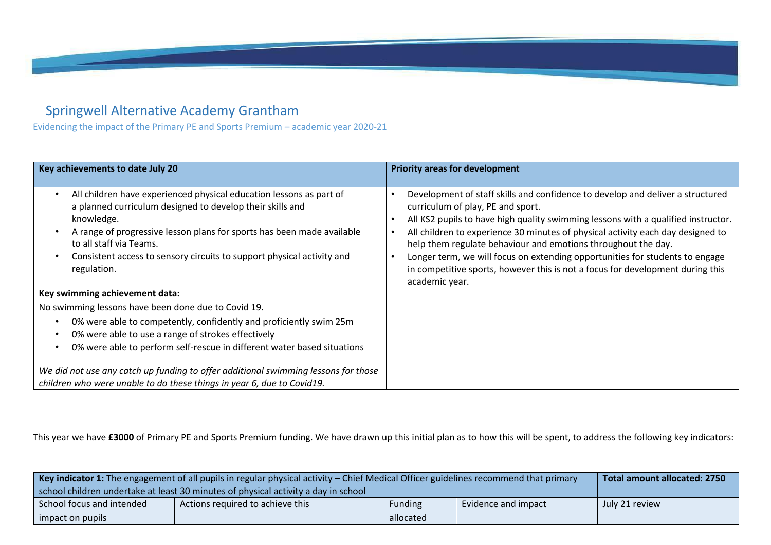# Springwell Alternative Academy Grantham

Evidencing the impact of the Primary PE and Sports Premium – academic year 2020-21

| Key achievements to date July 20 | Priority areas for development |
|---|---|
| • All children have experienced physical education lessons as part of a planned curriculum designed to develop their skills and knowledge.<br>• A range of progressive lesson plans for sports has been made available to all staff via Teams.<br>• Consistent access to sensory circuits to support physical activity and regulation.<br><br>**Key swimming achievement data:**<br>No swimming lessons have been done due to Covid 19.<br>• 0% were able to competently, confidently and proficiently swim 25m<br>• 0% were able to use a range of strokes effectively<br>• 0% were able to perform self-rescue in different water based situations<br><br>*We did not use any catch up funding to offer additional swimming lessons for those children who were unable to do these things in year 6, due to Covid19.* | • Development of staff skills and confidence to develop and deliver a structured curriculum of play, PE and sport.<br>• All KS2 pupils to have high quality swimming lessons with a qualified instructor.<br>• All children to experience 30 minutes of physical activity each day designed to help them regulate behaviour and emotions throughout the day.<br>• Longer term, we will focus on extending opportunities for students to engage in competitive sports, however this is not a focus for development during this academic year. |

This year we have **£3000** of Primary PE and Sports Premium funding. We have drawn up this initial plan as to how this will be spent, to address the following key indicators:

| **Key indicator 1:** The engagement of all pupils in regular physical activity – Chief Medical Officer guidelines recommend that primary school children undertake at least 30 minutes of physical activity a day in school | | | | **Total amount allocated: 2750** |
|---|---|---|---|---|
| School focus and intended impact on pupils | Actions required to achieve this | Funding allocated | Evidence and impact | July 21 review |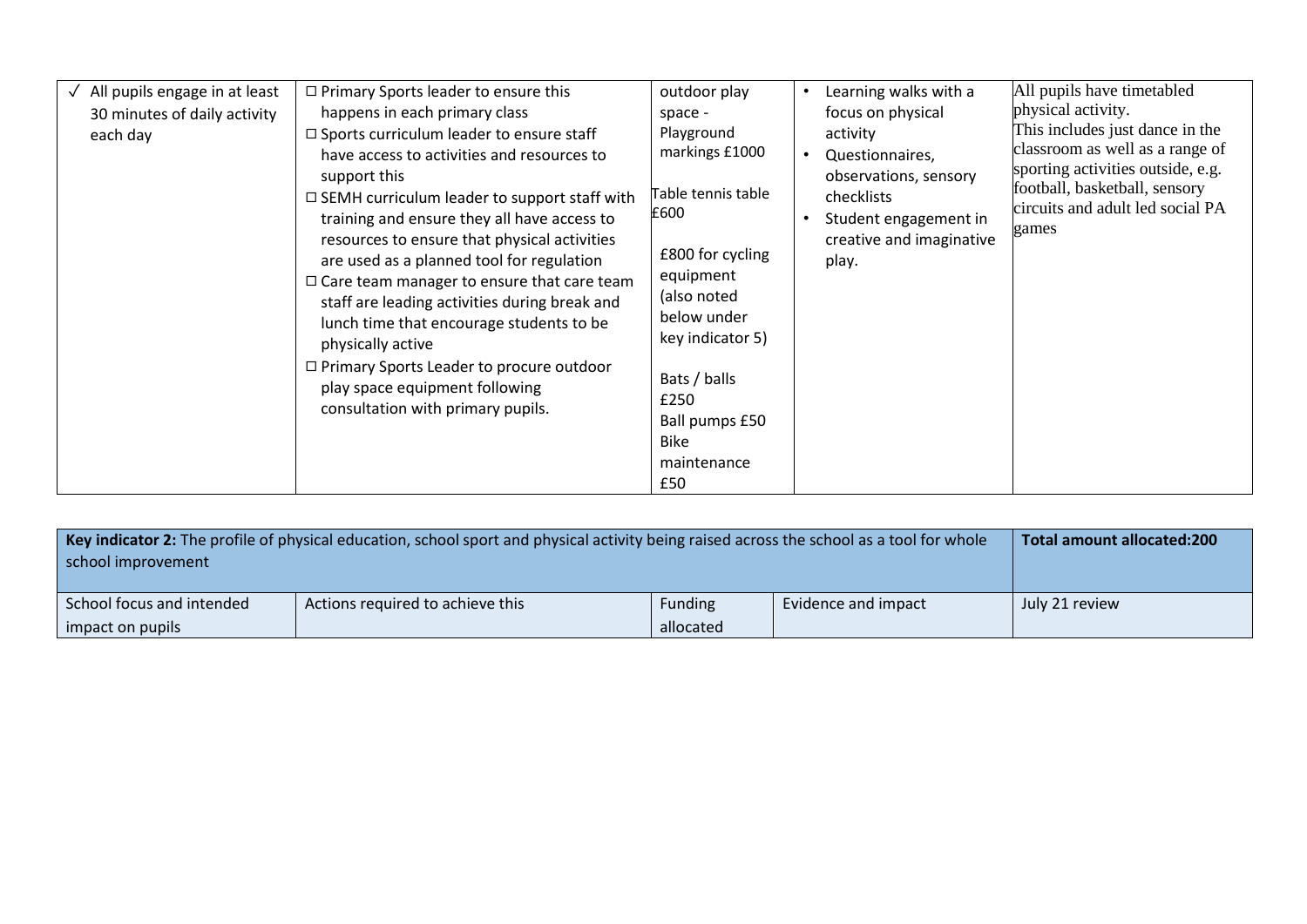| | | | | |
|---|---|---|---|---|
| ✓ All pupils engage in at least 30 minutes of daily activity each day | ☐ Primary Sports leader to ensure this happens in each primary class<br>☐ Sports curriculum leader to ensure staff have access to activities and resources to support this<br>☐ SEMH curriculum leader to support staff with training and ensure they all have access to resources to ensure that physical activities are used as a planned tool for regulation<br>☐ Care team manager to ensure that care team staff are leading activities during break and lunch time that encourage students to be physically active<br>☐ Primary Sports Leader to procure outdoor play space equipment following consultation with primary pupils. | outdoor play space - Playground markings £1000<br><br>Table tennis table £600<br><br>£800 for cycling equipment (also noted below under key indicator 5)<br><br>Bats / balls £250<br>Ball pumps £50<br>Bike maintenance £50 | • Learning walks with a focus on physical activity<br>• Questionnaires, observations, sensory checklists<br>• Student engagement in creative and imaginative play. | All pupils have timetabled physical activity.<br>This includes just dance in the classroom as well as a range of sporting activities outside, e.g. football, basketball, sensory circuits and adult led social PA games |

| **Key indicator 2:** The profile of physical education, school sport and physical activity being raised across the school as a tool for whole school improvement | | | | **Total amount allocated:200** |
|---|---|---|---|---|
| School focus and intended impact on pupils | Actions required to achieve this | Funding allocated | Evidence and impact | July 21 review |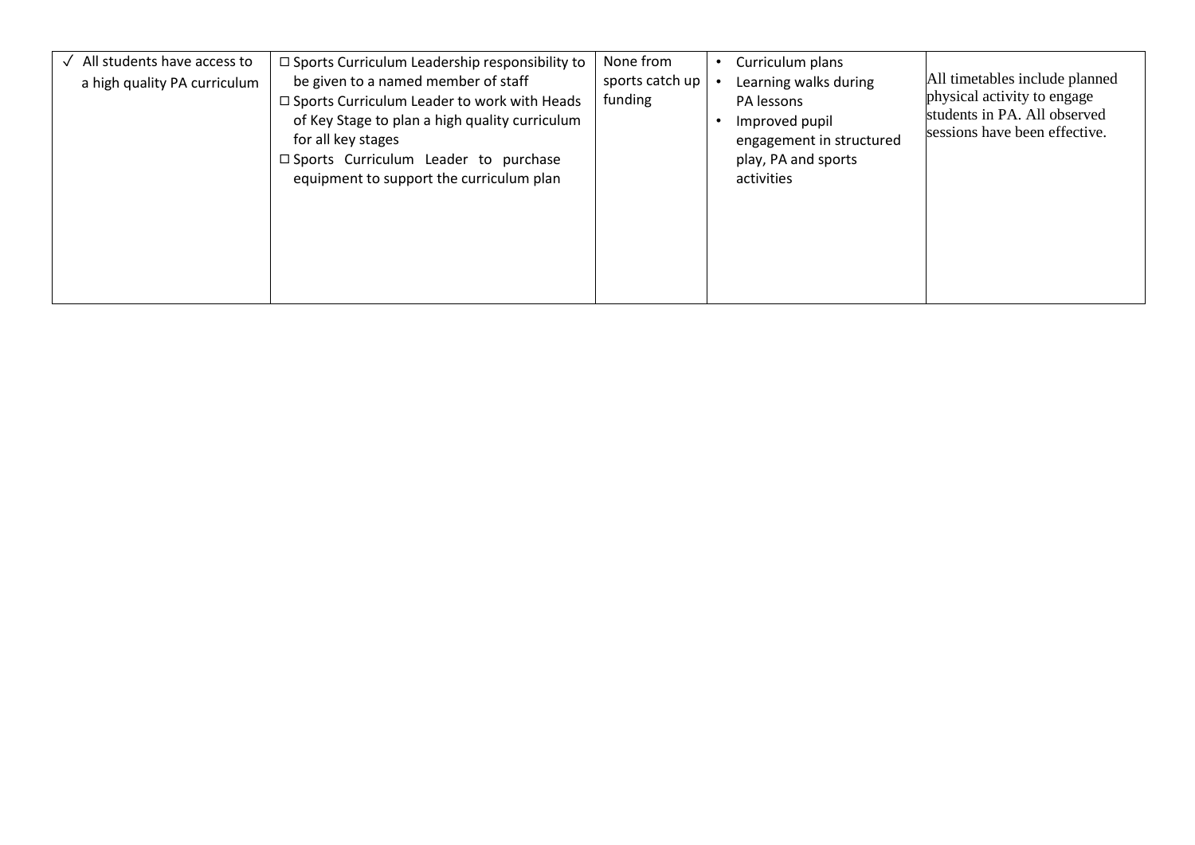| ✓ All students have access to a high quality PA curriculum | ☐ Sports Curriculum Leadership responsibility to be given to a named member of staff<br>☐ Sports Curriculum Leader to work with Heads of Key Stage to plan a high quality curriculum for all key stages<br>☐ Sports Curriculum Leader to purchase equipment to support the curriculum plan | None from sports catch up funding | • Curriculum plans<br>• Learning walks during PA lessons<br>• Improved pupil engagement in structured play, PA and sports activities | All timetables include planned physical activity to engage students in PA. All observed sessions have been effective. |
|---|---|---|---|---|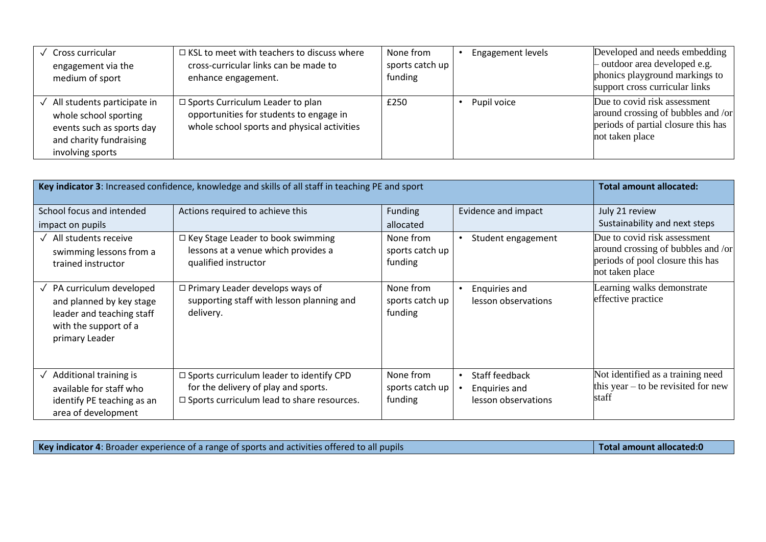| | | | | |
|---|---|---|---|---|
| ✓ Cross curricular engagement via the medium of sport | ☐ KSL to meet with teachers to discuss where cross-curricular links can be made to enhance engagement. | None from sports catch up funding | • Engagement levels | Developed and needs embedding – outdoor area developed e.g. phonics playground markings to support cross curricular links |
| ✓ All students participate in whole school sporting events such as sports day and charity fundraising involving sports | ☐ Sports Curriculum Leader to plan opportunities for students to engage in whole school sports and physical activities | £250 | • Pupil voice | Due to covid risk assessment around crossing of bubbles and /or periods of partial closure this has not taken place |

| **Key indicator 3**: Increased confidence, knowledge and skills of all staff in teaching PE and sport | | | | **Total amount allocated:** |
|---|---|---|---|---|
| School focus and intended impact on pupils | Actions required to achieve this | Funding allocated | Evidence and impact | July 21 review Sustainability and next steps |
| ✓ All students receive swimming lessons from a trained instructor | ☐ Key Stage Leader to book swimming lessons at a venue which provides a qualified instructor | None from sports catch up funding | • Student engagement | Due to covid risk assessment around crossing of bubbles and /or periods of pool closure this has not taken place |
| ✓ PA curriculum developed and planned by key stage leader and teaching staff with the support of a primary Leader | ☐ Primary Leader develops ways of supporting staff with lesson planning and delivery. | None from sports catch up funding | • Enquiries and lesson observations | Learning walks demonstrate effective practice |
| ✓ Additional training is available for staff who identify PE teaching as an area of development | ☐ Sports curriculum leader to identify CPD for the delivery of play and sports.<br>☐ Sports curriculum lead to share resources. | None from sports catch up funding | • Staff feedback<br>• Enquiries and lesson observations | Not identified as a training need this year – to be revisited for new staff |

| **Key indicator 4**: Broader experience of a range of sports and activities offered to all pupils | **Total amount allocated:0** |
|---|---|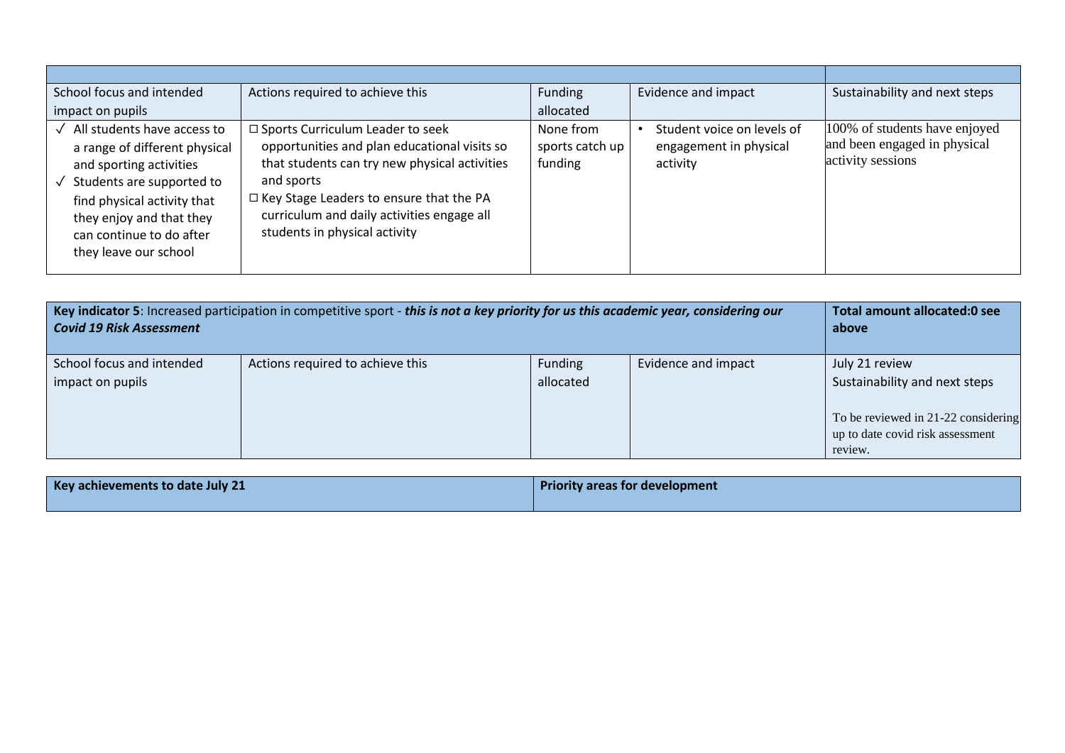| | | | | |
|---|---|---|---|---|
| School focus and intended impact on pupils | Actions required to achieve this | Funding allocated | Evidence and impact | Sustainability and next steps |
| ✓ All students have access to a range of different physical and sporting activities<br>✓ Students are supported to find physical activity that they enjoy and that they can continue to do after they leave our school | ☐ Sports Curriculum Leader to seek opportunities and plan educational visits so that students can try new physical activities and sports<br>☐ Key Stage Leaders to ensure that the PA curriculum and daily activities engage all students in physical activity | None from sports catch up funding | • Student voice on levels of engagement in physical activity | 100% of students have enjoyed and been engaged in physical activity sessions |

| **Key indicator 5**: Increased participation in competitive sport - ***this is not a key priority for us this academic year, considering our Covid 19 Risk Assessment*** | | | | **Total amount allocated:0 see above** |
|---|---|---|---|---|
| School focus and intended impact on pupils | Actions required to achieve this | Funding allocated | Evidence and impact | July 21 review<br>Sustainability and next steps<br><br>To be reviewed in 21-22 considering up to date covid risk assessment review. |

| **Key achievements to date July 21** | **Priority areas for development** |
|---|---|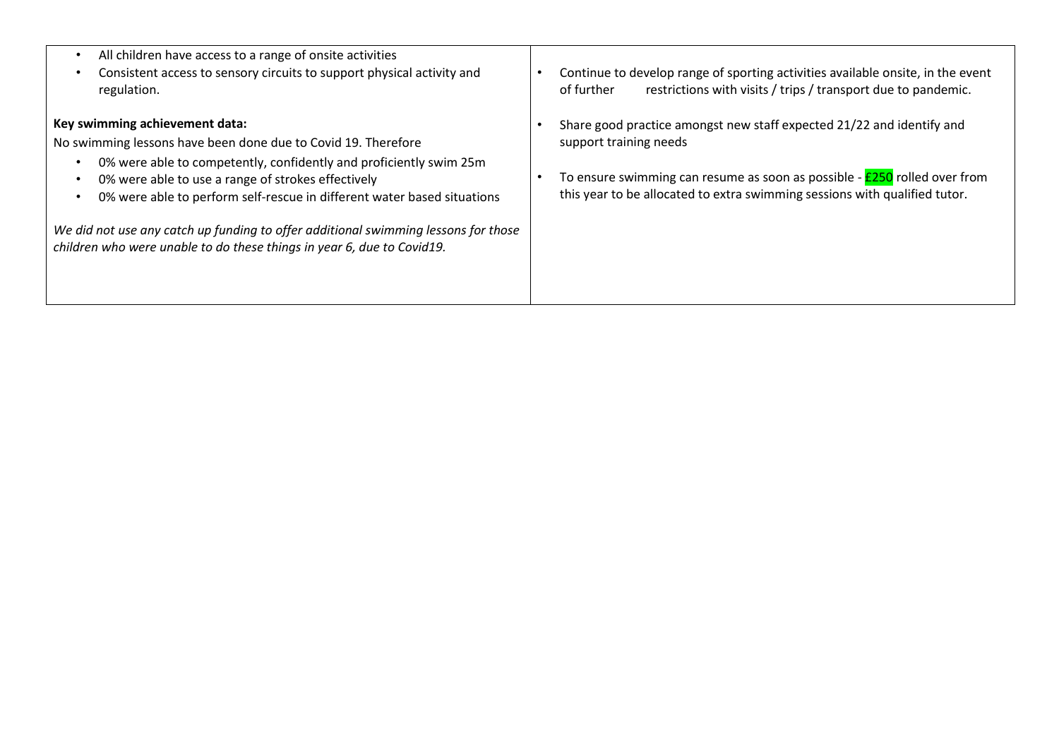| | |
|---|---|
| • All children have access to a range of onsite activities<br>• Consistent access to sensory circuits to support physical activity and regulation.<br><br>**Key swimming achievement data:**<br>No swimming lessons have been done due to Covid 19. Therefore<br>• 0% were able to competently, confidently and proficiently swim 25m<br>• 0% were able to use a range of strokes effectively<br>• 0% were able to perform self-rescue in different water based situations<br><br>*We did not use any catch up funding to offer additional swimming lessons for those children who were unable to do these things in year 6, due to Covid19.* | • Continue to develop range of sporting activities available onsite, in the event of further restrictions with visits / trips / transport due to pandemic.<br><br>• Share good practice amongst new staff expected 21/22 and identify and support training needs<br><br>• To ensure swimming can resume as soon as possible - £250 rolled over from this year to be allocated to extra swimming sessions with qualified tutor. |